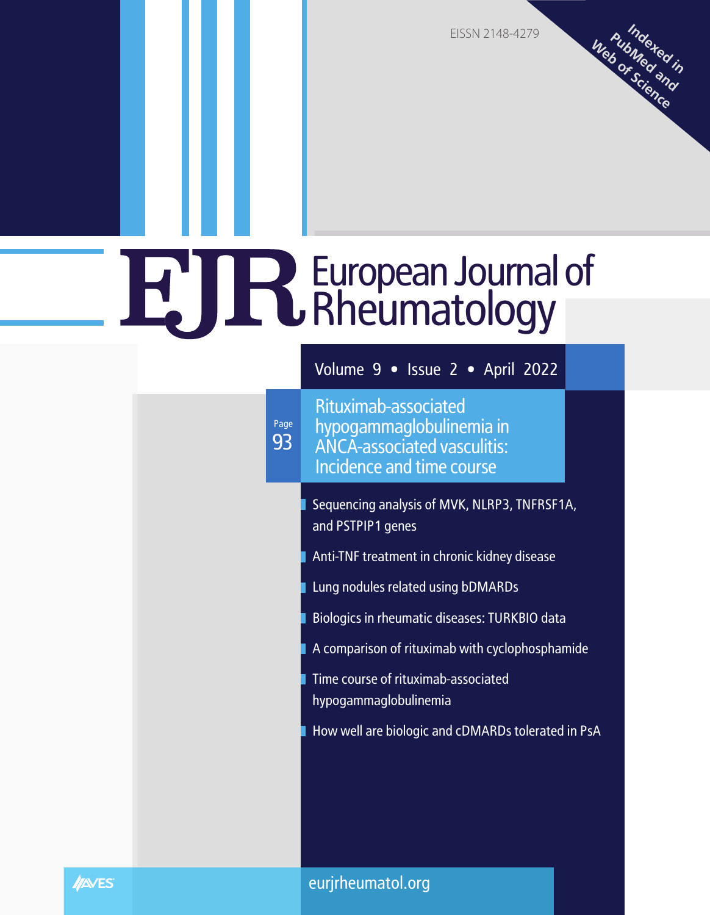EISSN 2148-4279

Indexed in PubMed and Web of Science

# EJR European Journal of Rheumatology

Volume 9 • Issue 2 • April 2022

Page 93

## Rituximab-associated hypogammaglobulinemia in ANCA-associated vasculitis: Incidence and time course

- Sequencing analysis of MVK, NLRP3, TNFRSF1A, and PSTPIP1 genes
- Anti-TNF treatment in chronic kidney disease
- Lung nodules related using bDMARDs
- Biologics in rheumatic diseases: TURKBIO data
- A comparison of rituximab with cyclophosphamide
- Time course of rituximab-associated hypogammaglobulinemia
- How well are biologic and cDMARDs tolerated in PsA

AVES

eurjrheumatol.org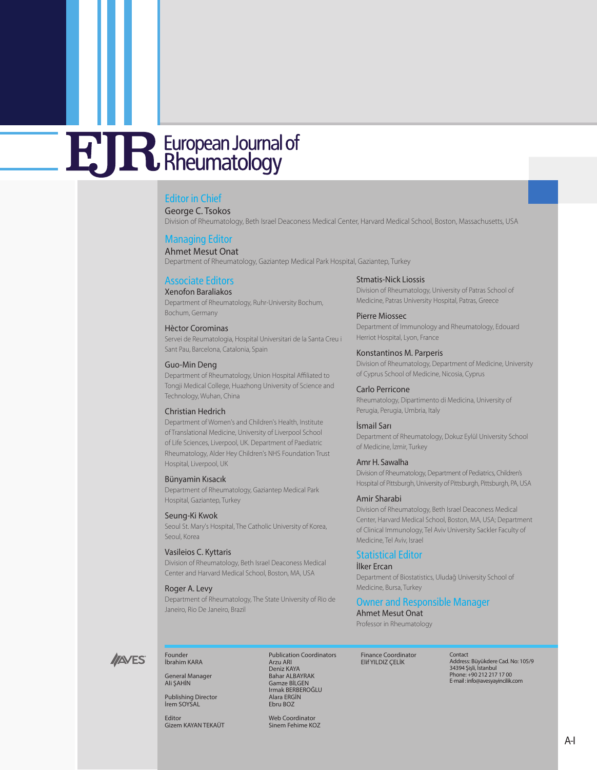# European Journal of Rheumatology

## Editor in Chief

George C. Tsokos
Division of Rheumatology, Beth Israel Deaconess Medical Center, Harvard Medical School, Boston, Massachusetts, USA

## Managing Editor

Ahmet Mesut Onat
Department of Rheumatology, Gaziantep Medical Park Hospital, Gaziantep, Turkey

## Associate Editors

Xenofon Baraliakos
Department of Rheumatology, Ruhr-University Bochum, Bochum, Germany

Hèctor Corominas
Servei de Reumatologia, Hospital Universitari de la Santa Creu i Sant Pau, Barcelona, Catalonia, Spain

Guo-Min Deng
Department of Rheumatology, Union Hospital Affiliated to Tongji Medical College, Huazhong University of Science and Technology, Wuhan, China

Christian Hedrich
Department of Women's and Children's Health, Institute of Translational Medicine, University of Liverpool School of Life Sciences, Liverpool, UK. Department of Paediatric Rheumatology, Alder Hey Children's NHS Foundation Trust Hospital, Liverpool, UK

Bünyamin Kısacık
Department of Rheumatology, Gaziantep Medical Park Hospital, Gaziantep, Turkey

Seung-Ki Kwok
Seoul St. Mary's Hospital, The Catholic University of Korea, Seoul, Korea

Vasileios C. Kyttaris
Division of Rheumatology, Beth Israel Deaconess Medical Center and Harvard Medical School, Boston, MA, USA

Roger A. Levy
Department of Rheumatology, The State University of Rio de Janeiro, Rio De Janeiro, Brazil

Stmatis-Nick Liossis
Division of Rheumatology, University of Patras School of Medicine, Patras University Hospital, Patras, Greece

Pierre Miossec
Department of Immunology and Rheumatology, Edouard Herriot Hospital, Lyon, France

Konstantinos M. Parperis
Division of Rheumatology, Department of Medicine, University of Cyprus School of Medicine, Nicosia, Cyprus

Carlo Perricone
Rheumatology, Dipartimento di Medicina, University of Perugia, Perugia, Umbria, Italy

İsmail Sarı
Department of Rheumatology, Dokuz Eylül University School of Medicine, İzmir, Turkey

Amr H. Sawalha
Division of Rheumatology, Department of Pediatrics, Children's Hospital of Pittsburgh, University of Pittsburgh, Pittsburgh, PA, USA

Amir Sharabi
Division of Rheumatology, Beth Israel Deaconess Medical Center, Harvard Medical School, Boston, MA, USA; Department of Clinical Immunology, Tel Aviv University Sackler Faculty of Medicine, Tel Aviv, Israel

## Statistical Editor

İlker Ercan
Department of Biostatistics, Uludağ University School of Medicine, Bursa, Turkey

## Owner and Responsible Manager

Ahmet Mesut Onat
Professor in Rheumatology

---

AVES

Founder
İbrahim KARA

General Manager
Ali ŞAHİN

Publishing Director
İrem SOYSAL

Editor
Gizem KAYAN TEKAÜT

Publication Coordinators
Arzu ARI
Deniz KAYA
Bahar ALBAYRAK
Gamze BİLGEN
Irmak BERBEROĞLU
Alara ERGİN
Ebru BOZ

Web Coordinator
Sinem Fehime KOZ

Finance Coordinator
Elif YILDIZ ÇELİK

Contact
Address: Büyükdere Cad. No: 105/9 34394 Şişli, İstanbul
Phone: +90 212 217 17 00
E-mail : info@avesyayincilik.com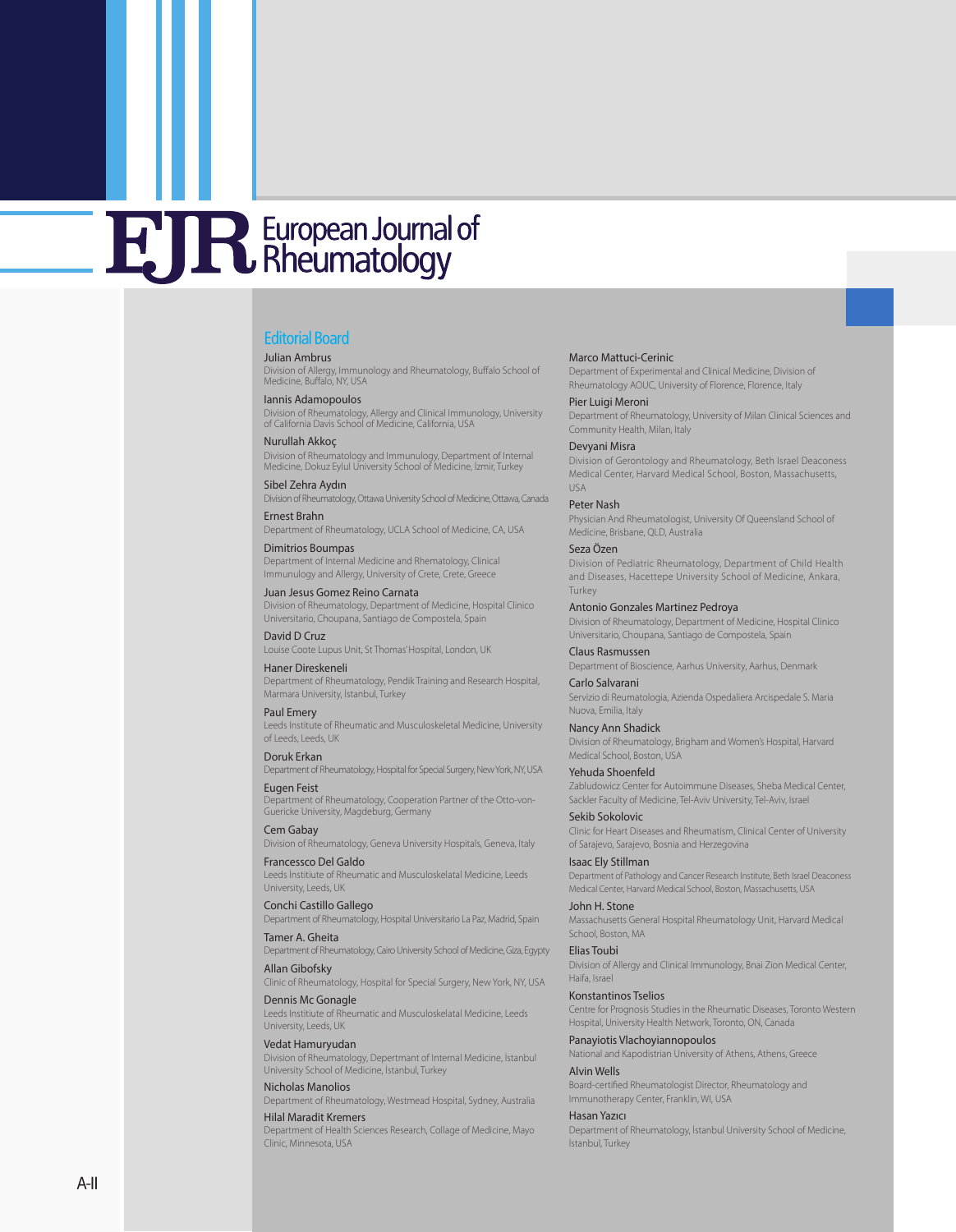# European Journal of Rheumatology

## Editorial Board

Julian Ambrus
Division of Allergy, Immunology and Rheumatology, Buffalo School of Medicine, Buffalo, NY, USA

Iannis Adamopoulos
Division of Rheumatology, Allergy and Clinical Immunology, University of California Davis School of Medicine, California, USA

Nurullah Akkoç
Division of Rheumatology and Immunology, Department of Internal Medicine, Dokuz Eylul University School of Medicine, İzmir, Turkey

Sibel Zehra Aydın
Division of Rheumatology, Ottawa University School of Medicine, Ottawa, Canada

Ernest Brahn
Department of Rheumatology, UCLA School of Medicine, CA, USA

Dimitrios Boumpas
Department of Internal Medicine and Rhematology, Clinical Immunology and Allergy, University of Crete, Crete, Greece

Juan Jesus Gomez Reino Carnata
Division of Rheumatology, Department of Medicine, Hospital Clinico Universitario, Choupana, Santiago de Compostela, Spain

David D Cruz
Louise Coote Lupus Unit, St Thomas' Hospital, London, UK

Haner Direskeneli
Department of Rheumatology, Pendik Training and Research Hospital, Marmara University, İstanbul, Turkey

Paul Emery
Leeds Institute of Rheumatic and Musculoskeletal Medicine, University of Leeds, Leeds, UK

Doruk Erkan
Department of Rheumatology, Hospital for Special Surgery, New York, NY, USA

Eugen Feist
Department of Rheumatology, Cooperation Partner of the Otto-von-Guericke University, Magdeburg, Germany

Cem Gabay
Division of Rheumatology, Geneva University Hospitals, Geneva, Italy

Francesso Del Galdo
Leeds İnstitiute of Rheumatic and Musculoskelatal Medicine, Leeds University, Leeds, UK

Conchi Castillo Gallego
Department of Rheumatology, Hospital Universitario La Paz, Madrid, Spain

Tamer A. Gheita
Department of Rheumatology, Cairo University School of Medicine, Giza, Egypty

Allan Gibofsky
Clinic of Rheumatology, Hospital for Special Surgery, New York, NY, USA

Dennis Mc Gonagle
Leeds İnstitiute of Rheumatic and Musculoskelatal Medicine, Leeds University, Leeds, UK

Vedat Hamuryudan
Division of Rheumatology, Depertmant of Internal Medicine, İstanbul University School of Medicine, Istanbul, Turkey

Nicholas Manolios
Department of Rheumatology, Westmead Hospital, Sydney, Australia

Hilal Maradit Kremers
Department of Health Sciences Research, Collage of Medicine, Mayo Clinic, Minnesota, USA

Marco Mattuci-Cerinic
Department of Experimental and Clinical Medicine, Division of Rheumatology AOUC, University of Florence, Florence, Italy

Pier Luigi Meroni
Department of Rheumatology, University of Milan Clinical Sciences and Community Health, Milan, Italy

Devyani Misra
Division of Gerontology and Rheumatology, Beth Israel Deaconess Medical Center, Harvard Medical School, Boston, Massachusetts, USA

Peter Nash
Physician And Rheumatologist, University Of Queensland School of Medicine, Brisbane, QLD, Australia

Seza Özen
Division of Pediatric Rheumatology, Department of Child Health and Diseases, Hacettepe University School of Medicine, Ankara, Turkey

Antonio Gonzales Martinez Pedroya
Division of Rheumatology, Department of Medicine, Hospital Clinico Universitario, Choupana, Santiago de Compostela, Spain

Claus Rasmussen
Department of Bioscience, Aarhus University, Aarhus, Denmark

Carlo Salvarani
Servizio di Reumatologia, Azienda Ospedaliera Arcispedale S. Maria Nuova, Emilia, Italy

Nancy Ann Shadick
Division of Rheumatology, Brigham and Women's Hospital, Harvard Medical School, Boston, USA

Yehuda Shoenfeld
Zabludowicz Center for Autoimmune Diseases, Sheba Medical Center, Sackler Faculty of Medicine, Tel-Aviv University, Tel-Aviv, Israel

Sekib Sokolovic
Clinic for Heart Diseases and Rheumatism, Clinical Center of University of Sarajevo, Sarajevo, Bosnia and Herzegovina

Isaac Ely Stillman
Department of Pathology and Cancer Research Institute, Beth Israel Deaconess Medical Center, Harvard Medical School, Boston, Massachusetts, USA

John H. Stone
Massachusetts General Hospital Rheumatology Unit, Harvard Medical School, Boston, MA

Elias Toubi
Division of Allergy and Clinical Immunology, Bnai Zion Medical Center, Haifa, Israel

Konstantinos Tselios
Centre for Prognosis Studies in the Rheumatic Diseases, Toronto Western Hospital, University Health Network, Toronto, ON, Canada

Panayiotis Vlachoyiannopoulos
National and Kapodistrian University of Athens, Athens, Greece

Alvin Wells
Board-certified Rheumatologist Director, Rheumatology and Immunotherapy Center, Franklin, WI, USA

Hasan Yazıcı
Department of Rheumatology, İstanbul University School of Medicine, İstanbul, Turkey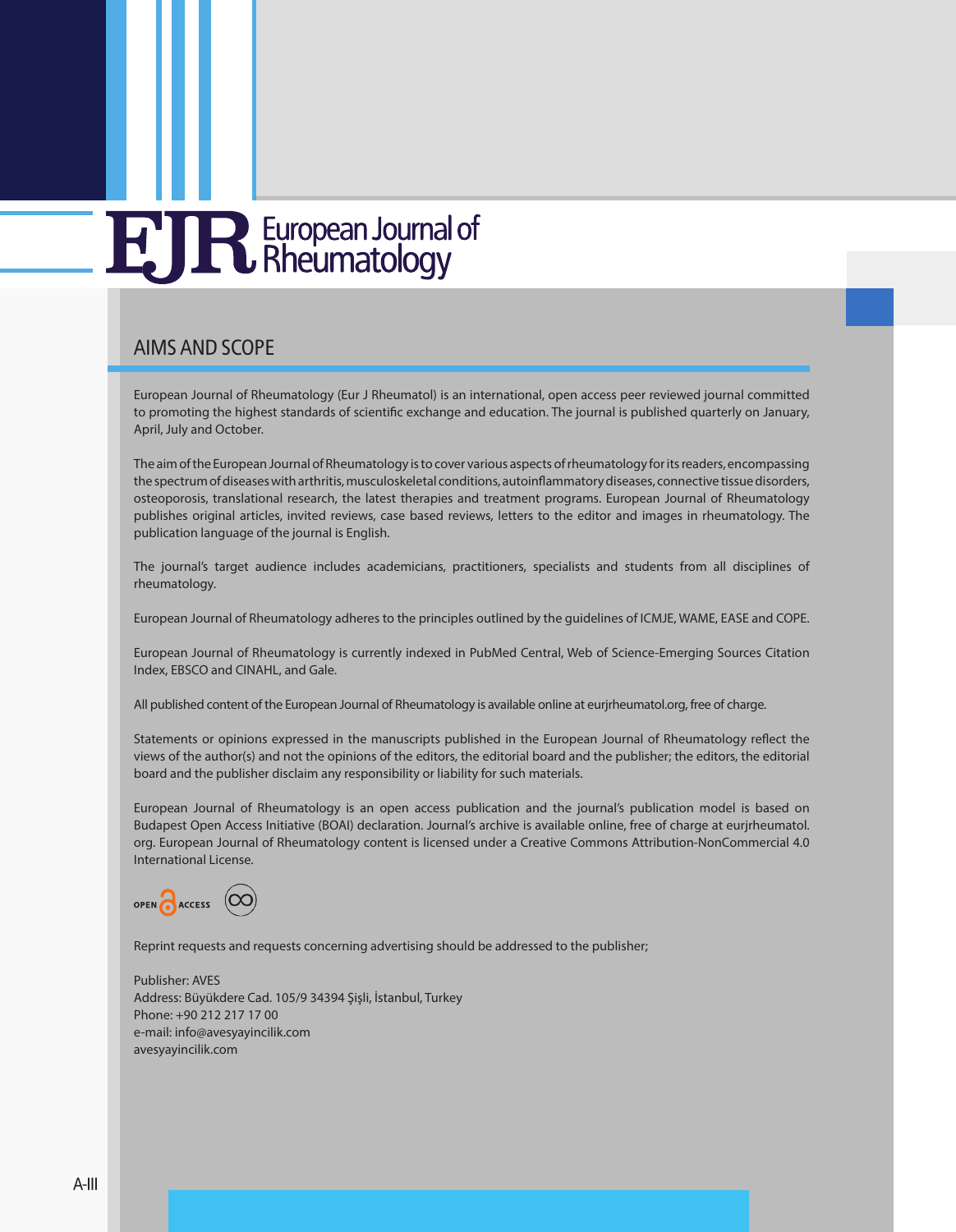# AIMS AND SCOPE

European Journal of Rheumatology (Eur J Rheumatol) is an international, open access peer reviewed journal committed to promoting the highest standards of scientific exchange and education. The journal is published quarterly on January, April, July and October.

The aim of the European Journal of Rheumatology is to cover various aspects of rheumatology for its readers, encompassing the spectrum of diseases with arthritis, musculoskeletal conditions, autoinflammatory diseases, connective tissue disorders, osteoporosis, translational research, the latest therapies and treatment programs. European Journal of Rheumatology publishes original articles, invited reviews, case based reviews, letters to the editor and images in rheumatology. The publication language of the journal is English.

The journal's target audience includes academicians, practitioners, specialists and students from all disciplines of rheumatology.

European Journal of Rheumatology adheres to the principles outlined by the guidelines of ICMJE, WAME, EASE and COPE.

European Journal of Rheumatology is currently indexed in PubMed Central, Web of Science-Emerging Sources Citation Index, EBSCO and CINAHL, and Gale.

All published content of the European Journal of Rheumatology is available online at eurjrheumatol.org, free of charge.

Statements or opinions expressed in the manuscripts published in the European Journal of Rheumatology reflect the views of the author(s) and not the opinions of the editors, the editorial board and the publisher; the editors, the editorial board and the publisher disclaim any responsibility or liability for such materials.

European Journal of Rheumatology is an open access publication and the journal's publication model is based on Budapest Open Access Initiative (BOAI) declaration. Journal's archive is available online, free of charge at eurjrheumatol.org. European Journal of Rheumatology content is licensed under a Creative Commons Attribution-NonCommercial 4.0 International License.

Reprint requests and requests concerning advertising should be addressed to the publisher;

Publisher: AVES
Address: Büyükdere Cad. 105/9 34394 Şişli, İstanbul, Turkey
Phone: +90 212 217 17 00
e-mail: info@avesyayincilik.com
avesyayincilik.com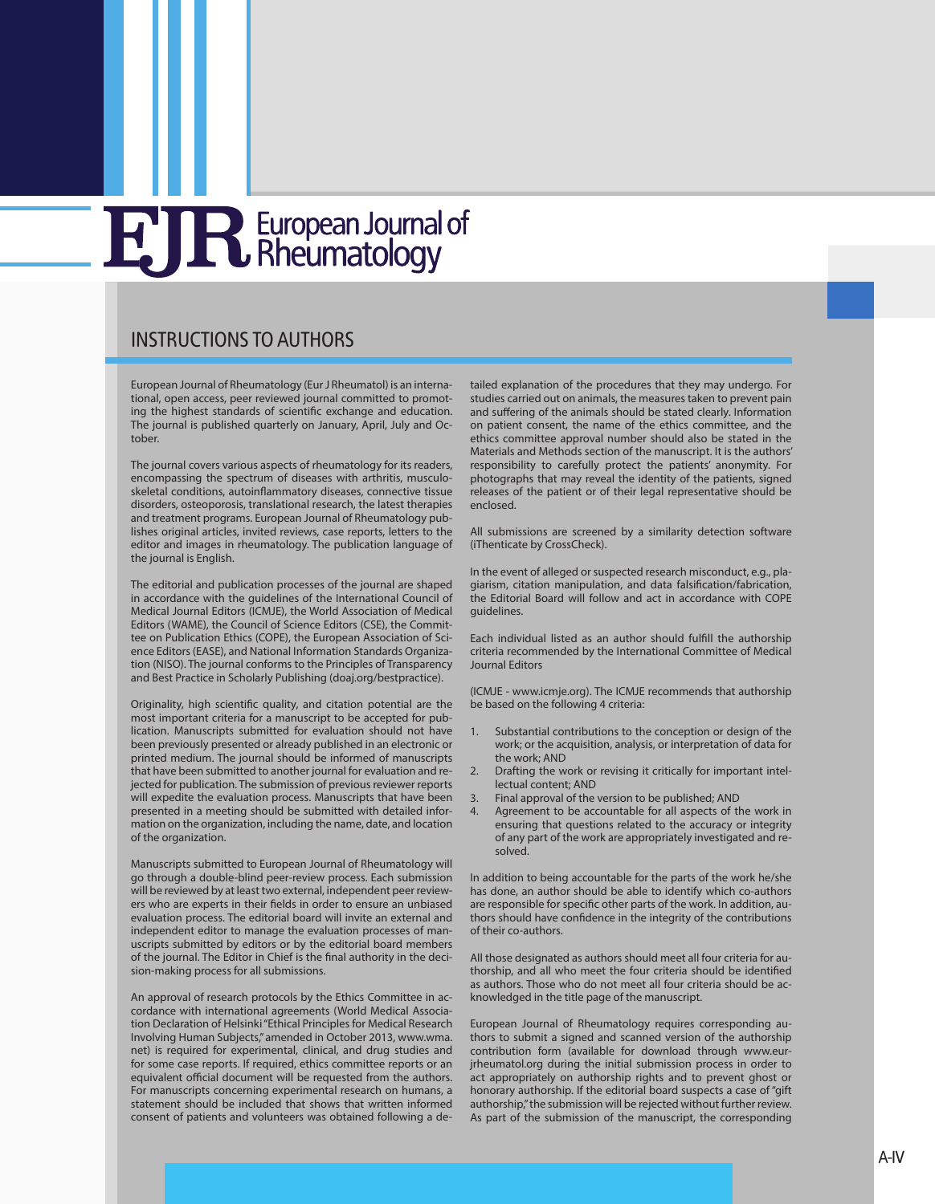# European Journal of Rheumatology

## INSTRUCTIONS TO AUTHORS

European Journal of Rheumatology (Eur J Rheumatol) is an international, open access, peer reviewed journal committed to promoting the highest standards of scientific exchange and education. The journal is published quarterly on January, April, July and October.

The journal covers various aspects of rheumatology for its readers, encompassing the spectrum of diseases with arthritis, musculoskeletal conditions, autoinflammatory diseases, connective tissue disorders, osteoporosis, translational research, the latest therapies and treatment programs. European Journal of Rheumatology publishes original articles, invited reviews, case reports, letters to the editor and images in rheumatology. The publication language of the journal is English.

The editorial and publication processes of the journal are shaped in accordance with the guidelines of the International Council of Medical Journal Editors (ICMJE), the World Association of Medical Editors (WAME), the Council of Science Editors (CSE), the Committee on Publication Ethics (COPE), the European Association of Science Editors (EASE), and National Information Standards Organization (NISO). The journal conforms to the Principles of Transparency and Best Practice in Scholarly Publishing (doaj.org/bestpractice).

Originality, high scientific quality, and citation potential are the most important criteria for a manuscript to be accepted for publication. Manuscripts submitted for evaluation should not have been previously presented or already published in an electronic or printed medium. The journal should be informed of manuscripts that have been submitted to another journal for evaluation and rejected for publication. The submission of previous reviewer reports will expedite the evaluation process. Manuscripts that have been presented in a meeting should be submitted with detailed information on the organization, including the name, date, and location of the organization.

Manuscripts submitted to European Journal of Rheumatology will go through a double-blind peer-review process. Each submission will be reviewed by at least two external, independent peer reviewers who are experts in their fields in order to ensure an unbiased evaluation process. The editorial board will invite an external and independent editor to manage the evaluation processes of manuscripts submitted by editors or by the editorial board members of the journal. The Editor in Chief is the final authority in the decision-making process for all submissions.

An approval of research protocols by the Ethics Committee in accordance with international agreements (World Medical Association Declaration of Helsinki "Ethical Principles for Medical Research Involving Human Subjects," amended in October 2013, www.wma.net) is required for experimental, clinical, and drug studies and for some case reports. If required, ethics committee reports or an equivalent official document will be requested from the authors. For manuscripts concerning experimental research on humans, a statement should be included that shows that written informed consent of patients and volunteers was obtained following a detailed explanation of the procedures that they may undergo. For studies carried out on animals, the measures taken to prevent pain and suffering of the animals should be stated clearly. Information on patient consent, the name of the ethics committee, and the ethics committee approval number should also be stated in the Materials and Methods section of the manuscript. It is the authors' responsibility to carefully protect the patients' anonymity. For photographs that may reveal the identity of the patients, signed releases of the patient or of their legal representative should be enclosed.

All submissions are screened by a similarity detection software (iThenticate by CrossCheck).

In the event of alleged or suspected research misconduct, e.g., plagiarism, citation manipulation, and data falsification/fabrication, the Editorial Board will follow and act in accordance with COPE guidelines.

Each individual listed as an author should fulfill the authorship criteria recommended by the International Committee of Medical Journal Editors

(ICMJE - www.icmje.org). The ICMJE recommends that authorship be based on the following 4 criteria:

1. Substantial contributions to the conception or design of the work; or the acquisition, analysis, or interpretation of data for the work; AND
2. Drafting the work or revising it critically for important intellectual content; AND
3. Final approval of the version to be published; AND
4. Agreement to be accountable for all aspects of the work in ensuring that questions related to the accuracy or integrity of any part of the work are appropriately investigated and resolved.

In addition to being accountable for the parts of the work he/she has done, an author should be able to identify which co-authors are responsible for specific other parts of the work. In addition, authors should have confidence in the integrity of the contributions of their co-authors.

All those designated as authors should meet all four criteria for authorship, and all who meet the four criteria should be identified as authors. Those who do not meet all four criteria should be acknowledged in the title page of the manuscript.

European Journal of Rheumatology requires corresponding authors to submit a signed and scanned version of the authorship contribution form (available for download through www.eurjrheumatol.org during the initial submission process in order to act appropriately on authorship rights and to prevent ghost or honorary authorship. If the editorial board suspects a case of "gift authorship," the submission will be rejected without further review. As part of the submission of the manuscript, the corresponding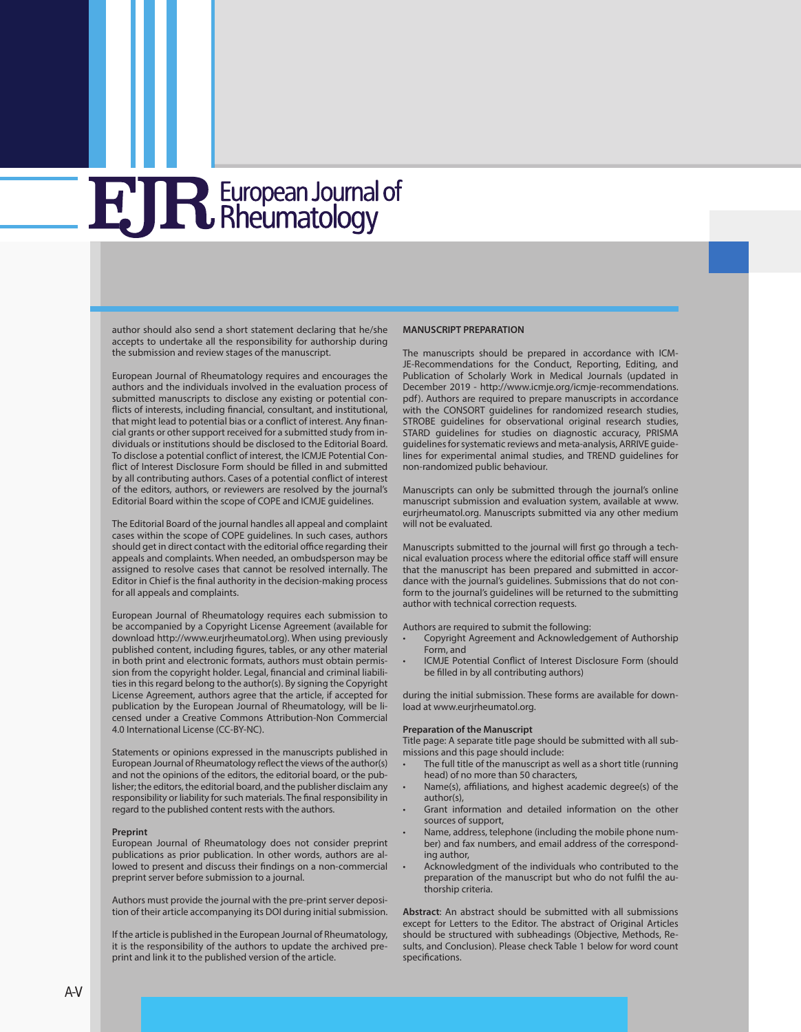author should also send a short statement declaring that he/she accepts to undertake all the responsibility for authorship during the submission and review stages of the manuscript.

European Journal of Rheumatology requires and encourages the authors and the individuals involved in the evaluation process of submitted manuscripts to disclose any existing or potential conflicts of interests, including financial, consultant, and institutional, that might lead to potential bias or a conflict of interest. Any financial grants or other support received for a submitted study from individuals or institutions should be disclosed to the Editorial Board. To disclose a potential conflict of interest, the ICMJE Potential Conflict of Interest Disclosure Form should be filled in and submitted by all contributing authors. Cases of a potential conflict of interest of the editors, authors, or reviewers are resolved by the journal's Editorial Board within the scope of COPE and ICMJE guidelines.

The Editorial Board of the journal handles all appeal and complaint cases within the scope of COPE guidelines. In such cases, authors should get in direct contact with the editorial office regarding their appeals and complaints. When needed, an ombudsperson may be assigned to resolve cases that cannot be resolved internally. The Editor in Chief is the final authority in the decision-making process for all appeals and complaints.

European Journal of Rheumatology requires each submission to be accompanied by a Copyright License Agreement (available for download http://www.eurjrheumatol.org). When using previously published content, including figures, tables, or any other material in both print and electronic formats, authors must obtain permission from the copyright holder. Legal, financial and criminal liabilities in this regard belong to the author(s). By signing the Copyright License Agreement, authors agree that the article, if accepted for publication by the European Journal of Rheumatology, will be licensed under a Creative Commons Attribution-Non Commercial 4.0 International License (CC-BY-NC).

Statements or opinions expressed in the manuscripts published in European Journal of Rheumatology reflect the views of the author(s) and not the opinions of the editors, the editorial board, or the publisher; the editors, the editorial board, and the publisher disclaim any responsibility or liability for such materials. The final responsibility in regard to the published content rests with the authors.

**Preprint**

European Journal of Rheumatology does not consider preprint publications as prior publication. In other words, authors are allowed to present and discuss their findings on a non-commercial preprint server before submission to a journal.

Authors must provide the journal with the pre-print server deposition of their article accompanying its DOI during initial submission.

If the article is published in the European Journal of Rheumatology, it is the responsibility of the authors to update the archived preprint and link it to the published version of the article.

**MANUSCRIPT PREPARATION**

The manuscripts should be prepared in accordance with ICMJE-Recommendations for the Conduct, Reporting, Editing, and Publication of Scholarly Work in Medical Journals (updated in December 2019 - http://www.icmje.org/icmje-recommendations.pdf). Authors are required to prepare manuscripts in accordance with the CONSORT guidelines for randomized research studies, STROBE guidelines for observational original research studies, STARD guidelines for studies on diagnostic accuracy, PRISMA guidelines for systematic reviews and meta-analysis, ARRIVE guidelines for experimental animal studies, and TREND guidelines for non-randomized public behaviour.

Manuscripts can only be submitted through the journal's online manuscript submission and evaluation system, available at www.eurjrheumatol.org. Manuscripts submitted via any other medium will not be evaluated.

Manuscripts submitted to the journal will first go through a technical evaluation process where the editorial office staff will ensure that the manuscript has been prepared and submitted in accordance with the journal's guidelines. Submissions that do not conform to the journal's guidelines will be returned to the submitting author with technical correction requests.

Authors are required to submit the following:

- Copyright Agreement and Acknowledgement of Authorship Form, and
- ICMJE Potential Conflict of Interest Disclosure Form (should be filled in by all contributing authors)

during the initial submission. These forms are available for download at www.eurjrheumatol.org.

**Preparation of the Manuscript**

Title page: A separate title page should be submitted with all submissions and this page should include:

- The full title of the manuscript as well as a short title (running head) of no more than 50 characters,
- Name(s), affiliations, and highest academic degree(s) of the author(s),
- Grant information and detailed information on the other sources of support,
- Name, address, telephone (including the mobile phone number) and fax numbers, and email address of the corresponding author,
- Acknowledgment of the individuals who contributed to the preparation of the manuscript but who do not fulfil the authorship criteria.

**Abstract**: An abstract should be submitted with all submissions except for Letters to the Editor. The abstract of Original Articles should be structured with subheadings (Objective, Methods, Results, and Conclusion). Please check Table 1 below for word count specifications.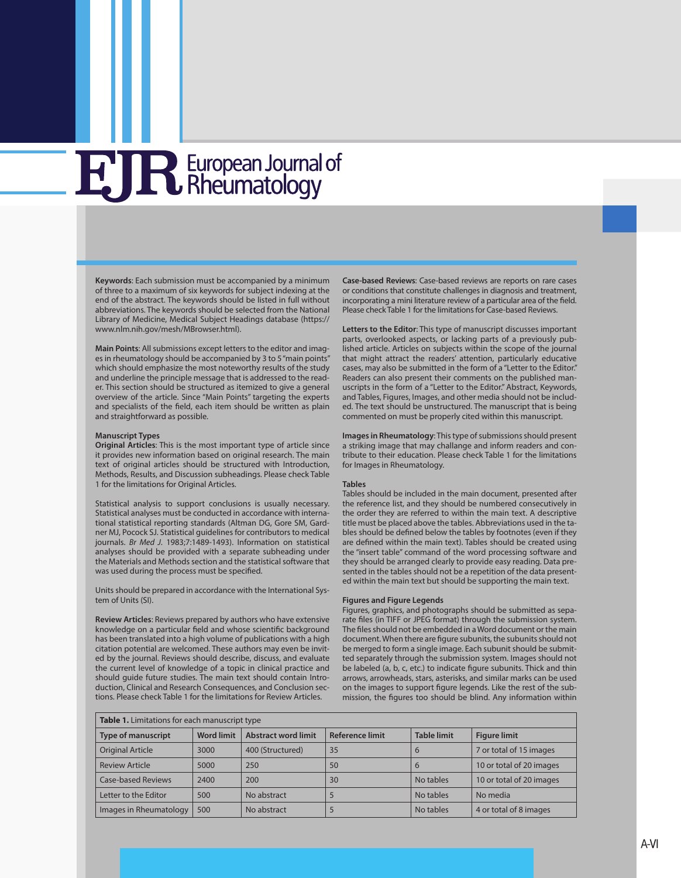**Keywords**: Each submission must be accompanied by a minimum of three to a maximum of six keywords for subject indexing at the end of the abstract. The keywords should be listed in full without abbreviations. The keywords should be selected from the National Library of Medicine, Medical Subject Headings database (https://www.nlm.nih.gov/mesh/MBrowser.html).

**Main Points**: All submissions except letters to the editor and images in rheumatology should be accompanied by 3 to 5 "main points" which should emphasize the most noteworthy results of the study and underline the principle message that is addressed to the reader. This section should be structured as itemized to give a general overview of the article. Since "Main Points" targeting the experts and specialists of the field, each item should be written as plain and straightforward as possible.

**Manuscript Types**

**Original Articles**: This is the most important type of article since it provides new information based on original research. The main text of original articles should be structured with Introduction, Methods, Results, and Discussion subheadings. Please check Table 1 for the limitations for Original Articles.

Statistical analysis to support conclusions is usually necessary. Statistical analyses must be conducted in accordance with international statistical reporting standards (Altman DG, Gore SM, Gardner MJ, Pocock SJ. Statistical guidelines for contributors to medical journals. *Br Med J*. 1983;7:1489-1493). Information on statistical analyses should be provided with a separate subheading under the Materials and Methods section and the statistical software that was used during the process must be specified.

Units should be prepared in accordance with the International System of Units (SI).

**Review Articles**: Reviews prepared by authors who have extensive knowledge on a particular field and whose scientific background has been translated into a high volume of publications with a high citation potential are welcomed. These authors may even be invited by the journal. Reviews should describe, discuss, and evaluate the current level of knowledge of a topic in clinical practice and should guide future studies. The main text should contain Introduction, Clinical and Research Consequences, and Conclusion sections. Please check Table 1 for the limitations for Review Articles.

**Case-based Reviews**: Case-based reviews are reports on rare cases or conditions that constitute challenges in diagnosis and treatment, incorporating a mini literature review of a particular area of the field. Please check Table 1 for the limitations for Case-based Reviews.

**Letters to the Editor**: This type of manuscript discusses important parts, overlooked aspects, or lacking parts of a previously published article. Articles on subjects within the scope of the journal that might attract the readers' attention, particularly educative cases, may also be submitted in the form of a "Letter to the Editor." Readers can also present their comments on the published manuscripts in the form of a "Letter to the Editor." Abstract, Keywords, and Tables, Figures, Images, and other media should not be included. The text should be unstructured. The manuscript that is being commented on must be properly cited within this manuscript.

**Images in Rheumatology**: This type of submissions should present a striking image that may challange and inform readers and contribute to their education. Please check Table 1 for the limitations for Images in Rheumatology.

**Tables**

Tables should be included in the main document, presented after the reference list, and they should be numbered consecutively in the order they are referred to within the main text. A descriptive title must be placed above the tables. Abbreviations used in the tables should be defined below the tables by footnotes (even if they are defined within the main text). Tables should be created using the "insert table" command of the word processing software and they should be arranged clearly to provide easy reading. Data presented in the tables should not be a repetition of the data presented within the main text but should be supporting the main text.

**Figures and Figure Legends**

Figures, graphics, and photographs should be submitted as separate files (in TIFF or JPEG format) through the submission system. The files should not be embedded in a Word document or the main document. When there are figure subunits, the subunits should not be merged to form a single image. Each subunit should be submitted separately through the submission system. Images should not be labeled (a, b, c, etc.) to indicate figure subunits. Thick and thin arrows, arrowheads, stars, asterisks, and similar marks can be used on the images to support figure legends. Like the rest of the submission, the figures too should be blind. Any information within

**Table 1.** Limitations for each manuscript type

| Type of manuscript | Word limit | Abstract word limit | Reference limit | Table limit | Figure limit |
|---|---|---|---|---|---|
| Original Article | 3000 | 400 (Structured) | 35 | 6 | 7 or total of 15 images |
| Review Article | 5000 | 250 | 50 | 6 | 10 or total of 20 images |
| Case-based Reviews | 2400 | 200 | 30 | No tables | 10 or total of 20 images |
| Letter to the Editor | 500 | No abstract | 5 | No tables | No media |
| Images in Rheumatology | 500 | No abstract | 5 | No tables | 4 or total of 8 images |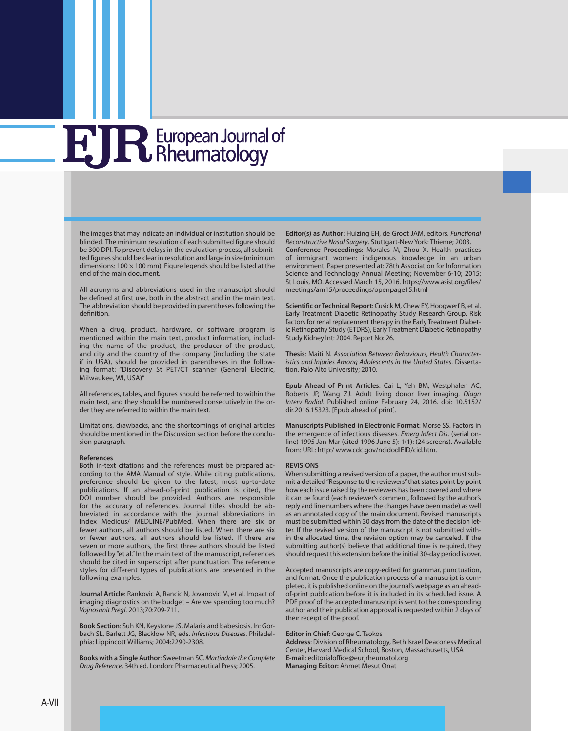the images that may indicate an individual or institution should be blinded. The minimum resolution of each submitted figure should be 300 DPI. To prevent delays in the evaluation process, all submitted figures should be clear in resolution and large in size (minimum dimensions: 100 × 100 mm). Figure legends should be listed at the end of the main document.

All acronyms and abbreviations used in the manuscript should be defined at first use, both in the abstract and in the main text. The abbreviation should be provided in parentheses following the definition.

When a drug, product, hardware, or software program is mentioned within the main text, product information, including the name of the product, the producer of the product, and city and the country of the company (including the state if in USA), should be provided in parentheses in the following format: "Discovery St PET/CT scanner (General Electric, Milwaukee, WI, USA)"

All references, tables, and figures should be referred to within the main text, and they should be numbered consecutively in the order they are referred to within the main text.

Limitations, drawbacks, and the shortcomings of original articles should be mentioned in the Discussion section before the conclusion paragraph.

**References**

Both in-text citations and the references must be prepared according to the AMA Manual of style. While citing publications, preference should be given to the latest, most up-to-date publications. If an ahead-of-print publication is cited, the DOI number should be provided. Authors are responsible for the accuracy of references. Journal titles should be abbreviated in accordance with the journal abbreviations in Index Medicus/ MEDLINE/PubMed. When there are six or fewer authors, all authors should be listed. When there are six or fewer authors, all authors should be listed. If there are seven or more authors, the first three authors should be listed followed by "et al." In the main text of the manuscript, references should be cited in superscript after punctuation. The reference styles for different types of publications are presented in the following examples.

**Journal Article**: Rankovic A, Rancic N, Jovanovic M, et al. Impact of imaging diagnostics on the budget – Are we spending too much? *Vojnosanit Pregl*. 2013;70:709-711.

**Book Section**: Suh KN, Keystone JS. Malaria and babesiosis. In: Gorbach SL, Barlett JG, Blacklow NR, eds. *Infectious Diseases*. Philadelphia: Lippincott Williams; 2004:2290-2308.

**Books with a Single Author**: Sweetman SC. *Martindale the Complete Drug Reference*. 34th ed. London: Pharmaceutical Press; 2005.

**Editor(s) as Author**: Huizing EH, de Groot JAM, editors. *Functional Reconstructive Nasal Surgery*. Stuttgart-New York: Thieme; 2003.

**Conference Proceedings**: Morales M, Zhou X. Health practices of immigrant women: indigenous knowledge in an urban environment. Paper presented at: 78th Association for Information Science and Technology Annual Meeting; November 6-10; 2015; St Louis, MO. Accessed March 15, 2016. https://www.asist.org/files/meetings/am15/proceedings/openpage15.html

**Scientific or Technical Report**: Cusick M, Chew EY, Hoogwerf B, et al. Early Treatment Diabetic Retinopathy Study Research Group. Risk factors for renal replacement therapy in the Early Treatment Diabetic Retinopathy Study (ETDRS), Early Treatment Diabetic Retinopathy Study Kidney Int: 2004. Report No: 26.

**Thesis**: Maiti N. *Association Between Behaviours, Health Characteristics and Injuries Among Adolescents in the United States*. Dissertation. Palo Alto University; 2010.

**Epub Ahead of Print Articles**: Cai L, Yeh BM, Westphalen AC, Roberts JP, Wang ZJ. Adult living donor liver imaging. *Diagn Interv Radiol*. Published online February 24, 2016. doi: 10.5152/dir.2016.15323. [Epub ahead of print].

**Manuscripts Published in Electronic Format**: Morse SS. Factors in the emergence of infectious diseases. *Emerg Infect Dis*. (serial online) 1995 Jan-Mar (cited 1996 June 5): 1(1): (24 screens). Available from: URL: http:/ www.cdc.gov/ncidodlEID/cid.htm.

**REVISIONS**

When submitting a revised version of a paper, the author must submit a detailed "Response to the reviewers" that states point by point how each issue raised by the reviewers has been covered and where it can be found (each reviewer's comment, followed by the author's reply and line numbers where the changes have been made) as well as an annotated copy of the main document. Revised manuscripts must be submitted within 30 days from the date of the decision letter. If the revised version of the manuscript is not submitted within the allocated time, the revision option may be canceled. If the submitting author(s) believe that additional time is required, they should request this extension before the initial 30-day period is over.

Accepted manuscripts are copy-edited for grammar, punctuation, and format. Once the publication process of a manuscript is completed, it is published online on the journal's webpage as an ahead-of-print publication before it is included in its scheduled issue. A PDF proof of the accepted manuscript is sent to the corresponding author and their publication approval is requested within 2 days of their receipt of the proof.

**Editor in Chief**: George C. Tsokos
**Address**: Division of Rheumatology, Beth Israel Deaconess Medical Center, Harvard Medical School, Boston, Massachusetts, USA
**E-mail**: editorialoffice@eurjrheumatol.org
**Managing Editor:** Ahmet Mesut Onat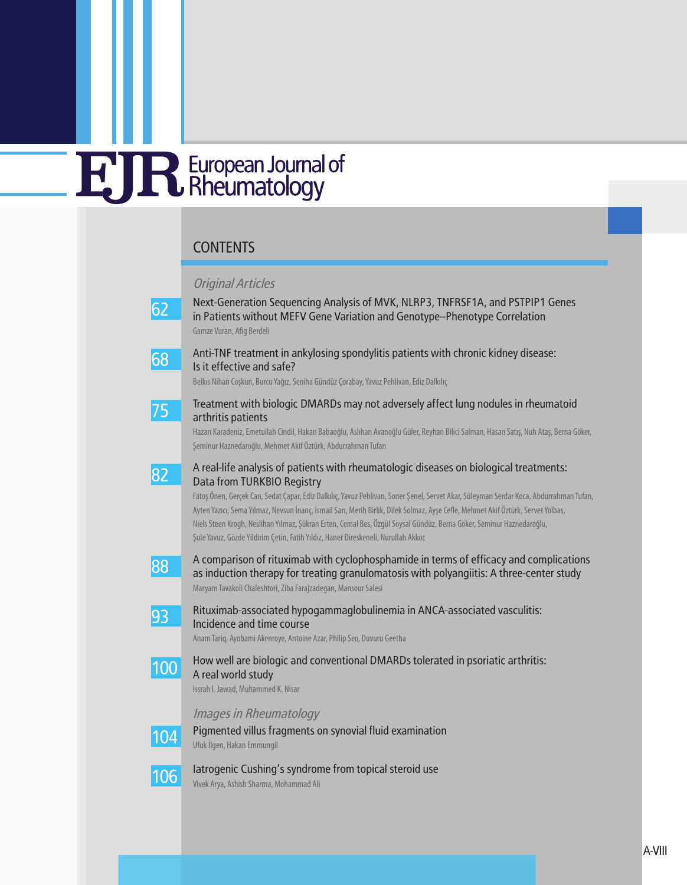# CONTENTS

## *Original Articles*

**62** Next-Generation Sequencing Analysis of MVK, NLRP3, TNFRSF1A, and PSTPIP1 Genes in Patients without MEFV Gene Variation and Genotype–Phenotype Correlation
Gamze Vuran, Afig Berdeli

**68** Anti-TNF treatment in ankylosing spondylitis patients with chronic kidney disease: Is it effective and safe?
Belkıs Nihan Coşkun, Burcu Yağız, Seniha Gündüz Çorabay, Yavuz Pehlivan, Ediz Dalkılıç

**75** Treatment with biologic DMARDs may not adversely affect lung nodules in rheumatoid arthritis patients
Hazan Karadeniz, Emetullah Cindil, Hakan Babaoğlu, Aslıhan Avanoğlu Güler, Reyhan Bilici Salman, Hasan Satış, Nuh Ataş, Berna Göker, Şeminur Haznedaroğlu, Mehmet Akif Öztürk, Abdurrahman Tufan

**82** A real-life analysis of patients with rheumatologic diseases on biological treatments: Data from TURKBIO Registry
Fatoş Önen, Gerçek Can, Sedat Çapar, Ediz Dalkılıç, Yavuz Pehlivan, Soner Şenel, Servet Akar, Süleyman Serdar Koca, Abdurrahman Tufan, Ayten Yazıcı, Sema Yılmaz, Nevsun İnanç, İsmail Sarı, Merih Birlik, Dilek Solmaz, Ayşe Cefle, Mehmet Akif Öztürk, Servet Yolbas, Niels Steen Krogh, Neslihan Yılmaz, Şükran Erten, Cemal Bes, Özgül Soysal Gündüz, Berna Göker, Seminur Haznedaroğlu, Şule Yavuz, Gözde Yildirim Çetin, Fatih Yıldız, Haner Direskeneli, Nurullah Akkoc

**88** A comparison of rituximab with cyclophosphamide in terms of efficacy and complications as induction therapy for treating granulomatosis with polyangiitis: A three-center study
Maryam Tavakoli Chaleshtori, Ziba Farajzadegan, Mansour Salesi

**93** Rituximab-associated hypogammaglobulinemia in ANCA-associated vasculitis: Incidence and time course
Anam Tariq, Ayobami Akenroye, Antoine Azar, Philip Seo, Duvuru Geetha

**100** How well are biologic and conventional DMARDs tolerated in psoriatic arthritis: A real world study
Issrah I. Jawad, Muhammed K. Nisar

## *Images in Rheumatology*

**104** Pigmented villus fragments on synovial fluid examination
Ufuk İlgen, Hakan Emmungil

**106** Iatrogenic Cushing's syndrome from topical steroid use
Vivek Arya, Ashish Sharma, Mohammad Ali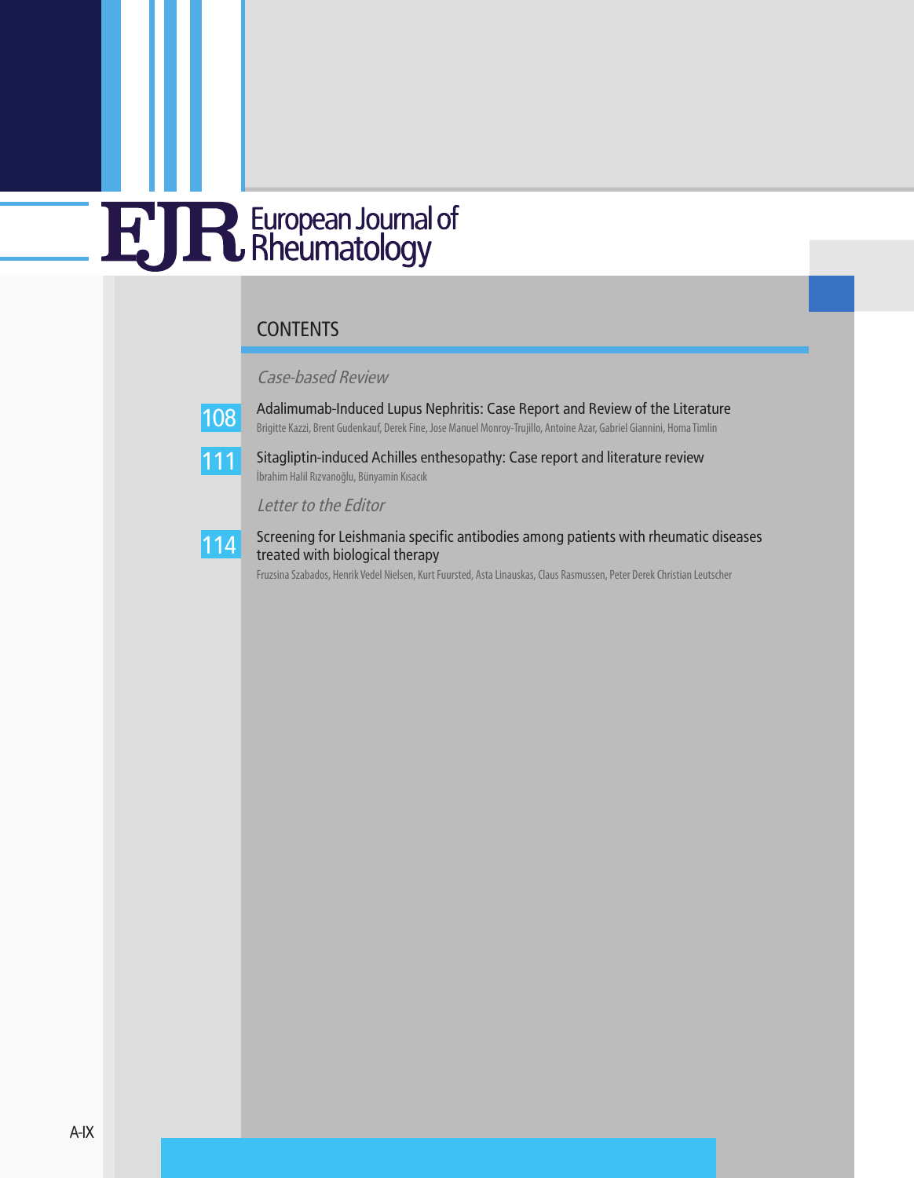# European Journal of Rheumatology

## CONTENTS

### *Case-based Review*

**108** Adalimumab-Induced Lupus Nephritis: Case Report and Review of the Literature
Brigitte Kazzi, Brent Gudenkauf, Derek Fine, Jose Manuel Monroy-Trujillo, Antoine Azar, Gabriel Giannini, Homa Timlin

**111** Sitagliptin-induced Achilles enthesopathy: Case report and literature review
İbrahim Halil Rızvanoğlu, Bünyamin Kısacık

### *Letter to the Editor*

**114** Screening for Leishmania specific antibodies among patients with rheumatic diseases treated with biological therapy
Fruzsina Szabados, Henrik Vedel Nielsen, Kurt Fuursted, Asta Linauskas, Claus Rasmussen, Peter Derek Christian Leutscher